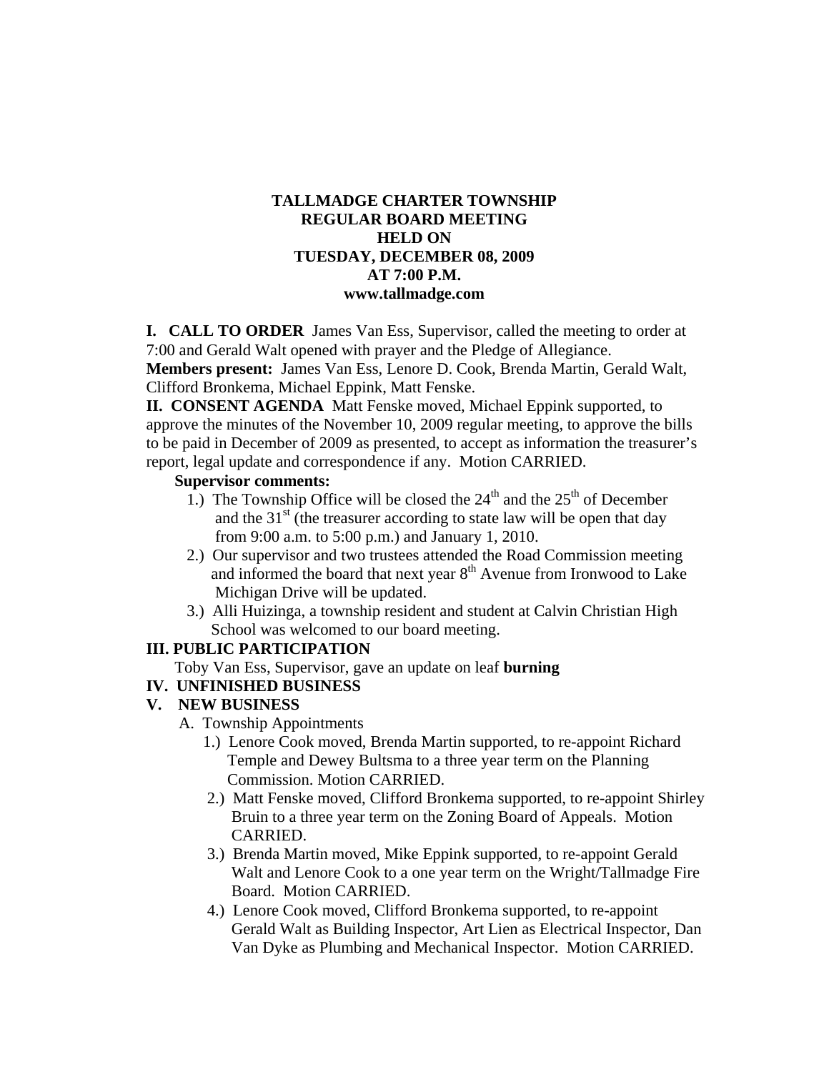**TALLMADGE CHARTER TOWNSHIP**
**REGULAR BOARD MEETING**
**HELD ON**
**TUESDAY, DECEMBER 08, 2009**
**AT 7:00 P.M.**
**www.tallmadge.com**

**I. CALL TO ORDER** James Van Ess, Supervisor, called the meeting to order at 7:00 and Gerald Walt opened with prayer and the Pledge of Allegiance.
**Members present:** James Van Ess, Lenore D. Cook, Brenda Martin, Gerald Walt, Clifford Bronkema, Michael Eppink, Matt Fenske.
**II. CONSENT AGENDA** Matt Fenske moved, Michael Eppink supported, to approve the minutes of the November 10, 2009 regular meeting, to approve the bills to be paid in December of 2009 as presented, to accept as information the treasurer's report, legal update and correspondence if any. Motion CARRIED.

**Supervisor comments:**

1.) The Township Office will be closed the 24th and the 25th of December and the 31st (the treasurer according to state law will be open that day from 9:00 a.m. to 5:00 p.m.) and January 1, 2010.
2.) Our supervisor and two trustees attended the Road Commission meeting and informed the board that next year 8th Avenue from Ironwood to Lake Michigan Drive will be updated.
3.) Alli Huizinga, a township resident and student at Calvin Christian High School was welcomed to our board meeting.

**III. PUBLIC PARTICIPATION**

Toby Van Ess, Supervisor, gave an update on leaf **burning**

**IV. UNFINISHED BUSINESS**

**V. NEW BUSINESS**

A. Township Appointments

1.) Lenore Cook moved, Brenda Martin supported, to re-appoint Richard Temple and Dewey Bultsma to a three year term on the Planning Commission. Motion CARRIED.
2.) Matt Fenske moved, Clifford Bronkema supported, to re-appoint Shirley Bruin to a three year term on the Zoning Board of Appeals. Motion CARRIED.
3.) Brenda Martin moved, Mike Eppink supported, to re-appoint Gerald Walt and Lenore Cook to a one year term on the Wright/Tallmadge Fire Board. Motion CARRIED.
4.) Lenore Cook moved, Clifford Bronkema supported, to re-appoint Gerald Walt as Building Inspector, Art Lien as Electrical Inspector, Dan Van Dyke as Plumbing and Mechanical Inspector. Motion CARRIED.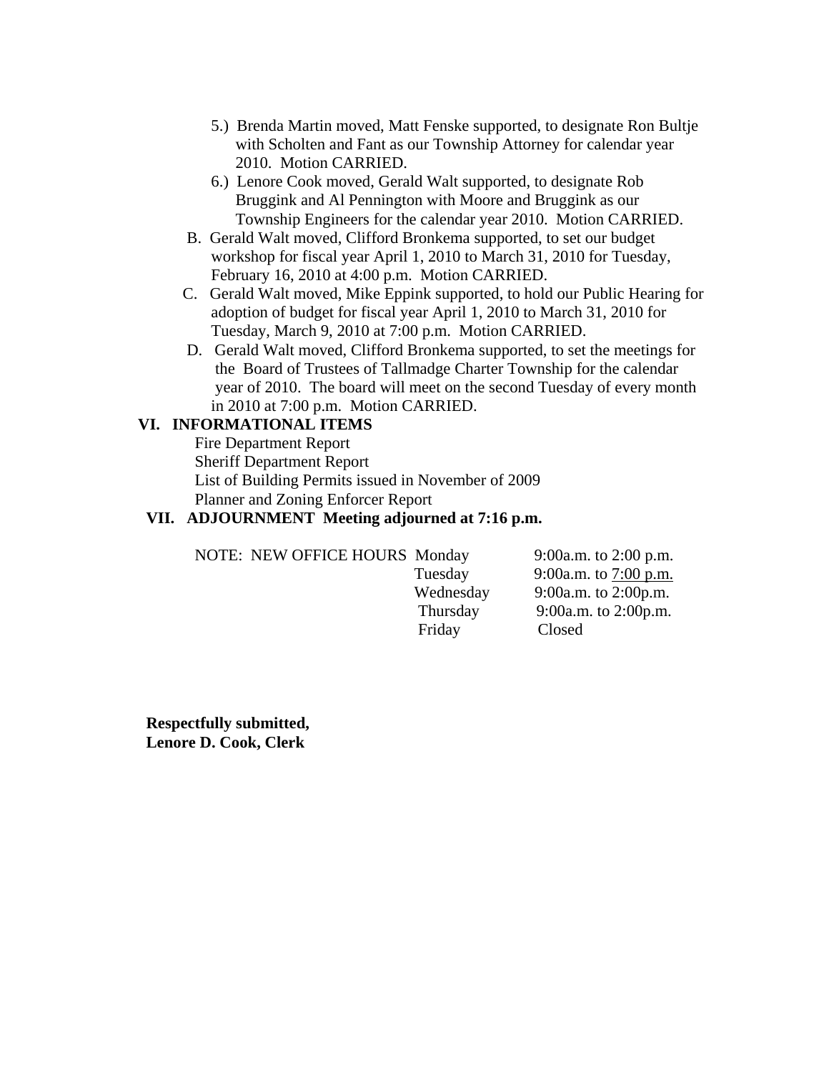5.) Brenda Martin moved, Matt Fenske supported, to designate Ron Bultje with Scholten and Fant as our Township Attorney for calendar year 2010. Motion CARRIED.

6.) Lenore Cook moved, Gerald Walt supported, to designate Rob Bruggink and Al Pennington with Moore and Bruggink as our Township Engineers for the calendar year 2010. Motion CARRIED.

B. Gerald Walt moved, Clifford Bronkema supported, to set our budget workshop for fiscal year April 1, 2010 to March 31, 2010 for Tuesday, February 16, 2010 at 4:00 p.m. Motion CARRIED.

C. Gerald Walt moved, Mike Eppink supported, to hold our Public Hearing for adoption of budget for fiscal year April 1, 2010 to March 31, 2010 for Tuesday, March 9, 2010 at 7:00 p.m. Motion CARRIED.

D. Gerald Walt moved, Clifford Bronkema supported, to set the meetings for the Board of Trustees of Tallmadge Charter Township for the calendar year of 2010. The board will meet on the second Tuesday of every month in 2010 at 7:00 p.m. Motion CARRIED.

**VI. INFORMATIONAL ITEMS**

Fire Department Report
Sheriff Department Report
List of Building Permits issued in November of 2009
Planner and Zoning Enforcer Report

**VII. ADJOURNMENT Meeting adjourned at 7:16 p.m.**

NOTE: NEW OFFICE HOURS

| | |
|---|---|
| Monday | 9:00a.m. to 2:00 p.m. |
| Tuesday | 9:00a.m. to 7:00 p.m. |
| Wednesday | 9:00a.m. to 2:00p.m. |
| Thursday | 9:00a.m. to 2:00p.m. |
| Friday | Closed |

**Respectfully submitted,**
**Lenore D. Cook, Clerk**